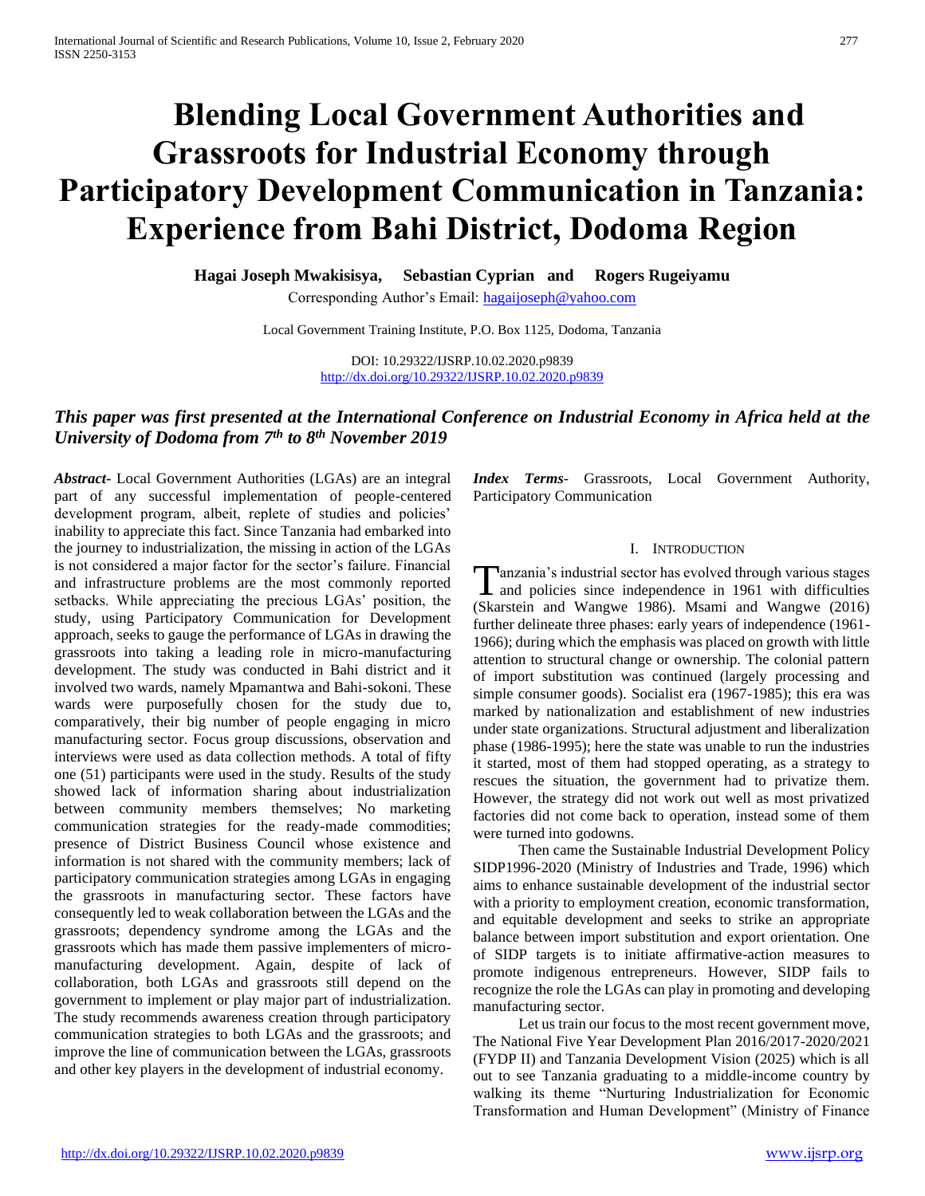# Blending Local Government Authorities and Grassroots for Industrial Economy through Participatory Development Communication in Tanzania: Experience from Bahi District, Dodoma Region

**Hagai Joseph Mwakisisya, Sebastian Cyprian and Rogers Rugeiyamu**

Corresponding Author's Email: hagaijoseph@yahoo.com

Local Government Training Institute, P.O. Box 1125, Dodoma, Tanzania

DOI: 10.29322/IJSRP.10.02.2020.p9839
http://dx.doi.org/10.29322/IJSRP.10.02.2020.p9839

***This paper was first presented at the International Conference on Industrial Economy in Africa held at the University of Dodoma from 7th to 8th November 2019***

***Abstract*-** Local Government Authorities (LGAs) are an integral part of any successful implementation of people-centered development program, albeit, replete of studies and policies' inability to appreciate this fact. Since Tanzania had embarked into the journey to industrialization, the missing in action of the LGAs is not considered a major factor for the sector's failure. Financial and infrastructure problems are the most commonly reported setbacks. While appreciating the precious LGAs' position, the study, using Participatory Communication for Development approach, seeks to gauge the performance of LGAs in drawing the grassroots into taking a leading role in micro-manufacturing development. The study was conducted in Bahi district and it involved two wards, namely Mpamantwa and Bahi-sokoni. These wards were purposefully chosen for the study due to, comparatively, their big number of people engaging in micro manufacturing sector. Focus group discussions, observation and interviews were used as data collection methods. A total of fifty one (51) participants were used in the study. Results of the study showed lack of information sharing about industrialization between community members themselves; No marketing communication strategies for the ready-made commodities; presence of District Business Council whose existence and information is not shared with the community members; lack of participatory communication strategies among LGAs in engaging the grassroots in manufacturing sector. These factors have consequently led to weak collaboration between the LGAs and the grassroots; dependency syndrome among the LGAs and the grassroots which has made them passive implementers of micro-manufacturing development. Again, despite of lack of collaboration, both LGAs and grassroots still depend on the government to implement or play major part of industrialization. The study recommends awareness creation through participatory communication strategies to both LGAs and the grassroots; and improve the line of communication between the LGAs, grassroots and other key players in the development of industrial economy.

***Index Terms*-** Grassroots, Local Government Authority, Participatory Communication

## I. Introduction

Tanzania's industrial sector has evolved through various stages and policies since independence in 1961 with difficulties (Skarstein and Wangwe 1986). Msami and Wangwe (2016) further delineate three phases: early years of independence (1961-1966); during which the emphasis was placed on growth with little attention to structural change or ownership. The colonial pattern of import substitution was continued (largely processing and simple consumer goods). Socialist era (1967-1985); this era was marked by nationalization and establishment of new industries under state organizations. Structural adjustment and liberalization phase (1986-1995); here the state was unable to run the industries it started, most of them had stopped operating, as a strategy to rescues the situation, the government had to privatize them. However, the strategy did not work out well as most privatized factories did not come back to operation, instead some of them were turned into godowns.

Then came the Sustainable Industrial Development Policy SIDP1996-2020 (Ministry of Industries and Trade, 1996) which aims to enhance sustainable development of the industrial sector with a priority to employment creation, economic transformation, and equitable development and seeks to strike an appropriate balance between import substitution and export orientation. One of SIDP targets is to initiate affirmative-action measures to promote indigenous entrepreneurs. However, SIDP fails to recognize the role the LGAs can play in promoting and developing manufacturing sector.

Let us train our focus to the most recent government move, The National Five Year Development Plan 2016/2017-2020/2021 (FYDP II) and Tanzania Development Vision (2025) which is all out to see Tanzania graduating to a middle-income country by walking its theme "Nurturing Industrialization for Economic Transformation and Human Development" (Ministry of Finance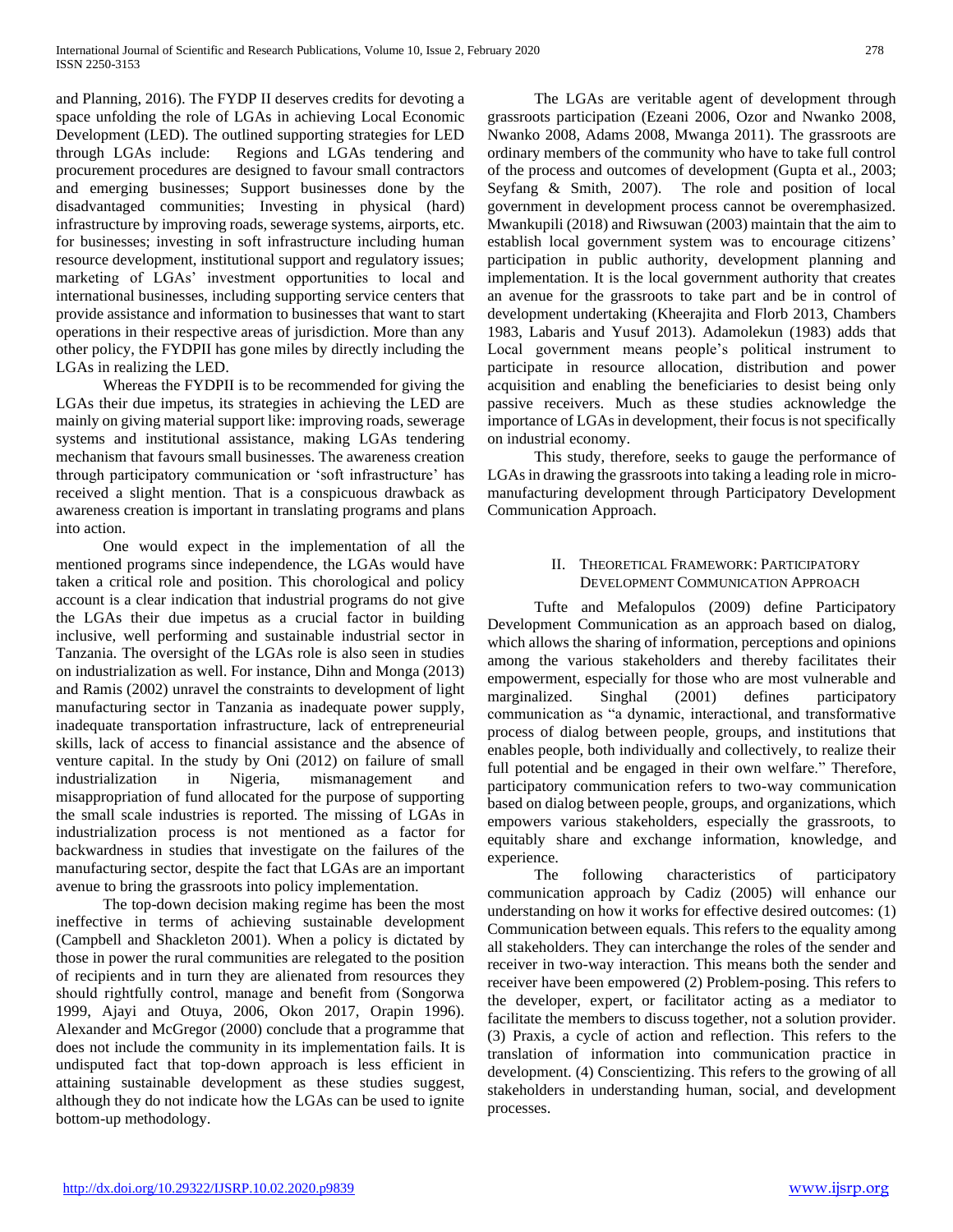and Planning, 2016). The FYDP II deserves credits for devoting a space unfolding the role of LGAs in achieving Local Economic Development (LED). The outlined supporting strategies for LED through LGAs include: Regions and LGAs tendering and procurement procedures are designed to favour small contractors and emerging businesses; Support businesses done by the disadvantaged communities; Investing in physical (hard) infrastructure by improving roads, sewerage systems, airports, etc. for businesses; investing in soft infrastructure including human resource development, institutional support and regulatory issues; marketing of LGAs' investment opportunities to local and international businesses, including supporting service centers that provide assistance and information to businesses that want to start operations in their respective areas of jurisdiction. More than any other policy, the FYDPII has gone miles by directly including the LGAs in realizing the LED.

Whereas the FYDPII is to be recommended for giving the LGAs their due impetus, its strategies in achieving the LED are mainly on giving material support like: improving roads, sewerage systems and institutional assistance, making LGAs tendering mechanism that favours small businesses. The awareness creation through participatory communication or 'soft infrastructure' has received a slight mention. That is a conspicuous drawback as awareness creation is important in translating programs and plans into action.

One would expect in the implementation of all the mentioned programs since independence, the LGAs would have taken a critical role and position. This chorological and policy account is a clear indication that industrial programs do not give the LGAs their due impetus as a crucial factor in building inclusive, well performing and sustainable industrial sector in Tanzania. The oversight of the LGAs role is also seen in studies on industrialization as well. For instance, Dihn and Monga (2013) and Ramis (2002) unravel the constraints to development of light manufacturing sector in Tanzania as inadequate power supply, inadequate transportation infrastructure, lack of entrepreneurial skills, lack of access to financial assistance and the absence of venture capital. In the study by Oni (2012) on failure of small industrialization in Nigeria, mismanagement and misappropriation of fund allocated for the purpose of supporting the small scale industries is reported. The missing of LGAs in industrialization process is not mentioned as a factor for backwardness in studies that investigate on the failures of the manufacturing sector, despite the fact that LGAs are an important avenue to bring the grassroots into policy implementation.

The top-down decision making regime has been the most ineffective in terms of achieving sustainable development (Campbell and Shackleton 2001). When a policy is dictated by those in power the rural communities are relegated to the position of recipients and in turn they are alienated from resources they should rightfully control, manage and benefit from (Songorwa 1999, Ajayi and Otuya, 2006, Okon 2017, Orapin 1996). Alexander and McGregor (2000) conclude that a programme that does not include the community in its implementation fails. It is undisputed fact that top-down approach is less efficient in attaining sustainable development as these studies suggest, although they do not indicate how the LGAs can be used to ignite bottom-up methodology.

The LGAs are veritable agent of development through grassroots participation (Ezeani 2006, Ozor and Nwanko 2008, Nwanko 2008, Adams 2008, Mwanga 2011). The grassroots are ordinary members of the community who have to take full control of the process and outcomes of development (Gupta et al., 2003; Seyfang & Smith, 2007). The role and position of local government in development process cannot be overemphasized. Mwankupili (2018) and Riwsuwan (2003) maintain that the aim to establish local government system was to encourage citizens' participation in public authority, development planning and implementation. It is the local government authority that creates an avenue for the grassroots to take part and be in control of development undertaking (Kheerajita and Florb 2013, Chambers 1983, Labaris and Yusuf 2013). Adamolekun (1983) adds that Local government means people's political instrument to participate in resource allocation, distribution and power acquisition and enabling the beneficiaries to desist being only passive receivers. Much as these studies acknowledge the importance of LGAs in development, their focus is not specifically on industrial economy.

This study, therefore, seeks to gauge the performance of LGAs in drawing the grassroots into taking a leading role in micro-manufacturing development through Participatory Development Communication Approach.

## II. Theoretical Framework: Participatory Development Communication Approach

Tufte and Mefalopulos (2009) define Participatory Development Communication as an approach based on dialog, which allows the sharing of information, perceptions and opinions among the various stakeholders and thereby facilitates their empowerment, especially for those who are most vulnerable and marginalized. Singhal (2001) defines participatory communication as "a dynamic, interactional, and transformative process of dialog between people, groups, and institutions that enables people, both individually and collectively, to realize their full potential and be engaged in their own welfare." Therefore, participatory communication refers to two-way communication based on dialog between people, groups, and organizations, which empowers various stakeholders, especially the grassroots, to equitably share and exchange information, knowledge, and experience.

The following characteristics of participatory communication approach by Cadiz (2005) will enhance our understanding on how it works for effective desired outcomes: (1) Communication between equals. This refers to the equality among all stakeholders. They can interchange the roles of the sender and receiver in two-way interaction. This means both the sender and receiver have been empowered (2) Problem-posing. This refers to the developer, expert, or facilitator acting as a mediator to facilitate the members to discuss together, not a solution provider. (3) Praxis, a cycle of action and reflection. This refers to the translation of information into communication practice in development. (4) Conscientizing. This refers to the growing of all stakeholders in understanding human, social, and development processes.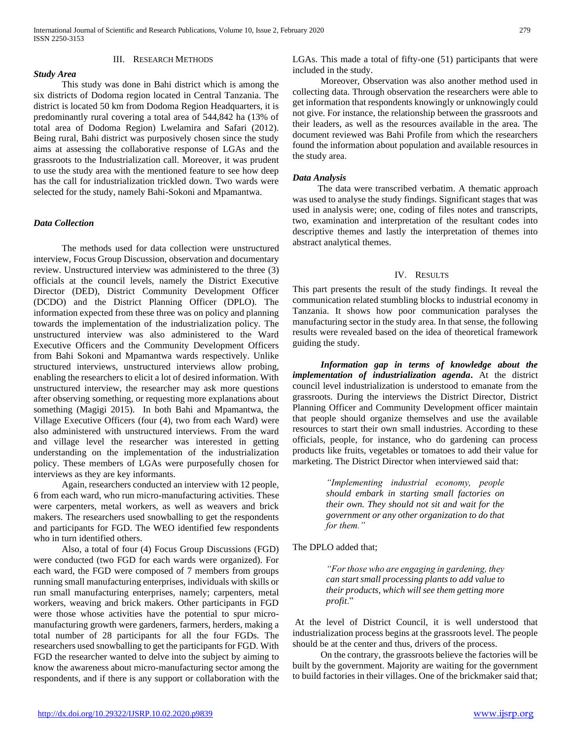## III. Research Methods

### *Study Area*

This study was done in Bahi district which is among the six districts of Dodoma region located in Central Tanzania. The district is located 50 km from Dodoma Region Headquarters, it is predominantly rural covering a total area of 544,842 ha (13% of total area of Dodoma Region) Lwelamira and Safari (2012). Being rural, Bahi district was purposively chosen since the study aims at assessing the collaborative response of LGAs and the grassroots to the Industrialization call. Moreover, it was prudent to use the study area with the mentioned feature to see how deep has the call for industrialization trickled down. Two wards were selected for the study, namely Bahi-Sokoni and Mpamantwa.

### *Data Collection*

The methods used for data collection were unstructured interview, Focus Group Discussion, observation and documentary review. Unstructured interview was administered to the three (3) officials at the council levels, namely the District Executive Director (DED), District Community Development Officer (DCDO) and the District Planning Officer (DPLO). The information expected from these three was on policy and planning towards the implementation of the industrialization policy. The unstructured interview was also administered to the Ward Executive Officers and the Community Development Officers from Bahi Sokoni and Mpamantwa wards respectively. Unlike structured interviews, unstructured interviews allow probing, enabling the researchers to elicit a lot of desired information. With unstructured interview, the researcher may ask more questions after observing something, or requesting more explanations about something (Magigi 2015). In both Bahi and Mpamantwa, the Village Executive Officers (four (4), two from each Ward) were also administered with unstructured interviews. From the ward and village level the researcher was interested in getting understanding on the implementation of the industrialization policy. These members of LGAs were purposefully chosen for interviews as they are key informants.

Again, researchers conducted an interview with 12 people, 6 from each ward, who run micro-manufacturing activities. These were carpenters, metal workers, as well as weavers and brick makers. The researchers used snowballing to get the respondents and participants for FGD. The WEO identified few respondents who in turn identified others.

Also, a total of four (4) Focus Group Discussions (FGD) were conducted (two FGD for each wards were organized). For each ward, the FGD were composed of 7 members from groups running small manufacturing enterprises, individuals with skills or run small manufacturing enterprises, namely; carpenters, metal workers, weaving and brick makers. Other participants in FGD were those whose activities have the potential to spur micro-manufacturing growth were gardeners, farmers, herders, making a total number of 28 participants for all the four FGDs. The researchers used snowballing to get the participants for FGD. With FGD the researcher wanted to delve into the subject by aiming to know the awareness about micro-manufacturing sector among the respondents, and if there is any support or collaboration with the LGAs. This made a total of fifty-one (51) participants that were included in the study.

Moreover, Observation was also another method used in collecting data. Through observation the researchers were able to get information that respondents knowingly or unknowingly could not give. For instance, the relationship between the grassroots and their leaders, as well as the resources available in the area. The document reviewed was Bahi Profile from which the researchers found the information about population and available resources in the study area.

### *Data Analysis*

The data were transcribed verbatim. A thematic approach was used to analyse the study findings. Significant stages that was used in analysis were; one, coding of files notes and transcripts, two, examination and interpretation of the resultant codes into descriptive themes and lastly the interpretation of themes into abstract analytical themes.

## IV. Results

This part presents the result of the study findings. It reveal the communication related stumbling blocks to industrial economy in Tanzania. It shows how poor communication paralyses the manufacturing sector in the study area. In that sense, the following results were revealed based on the idea of theoretical framework guiding the study.

***Information gap in terms of knowledge about the implementation of industrialization agenda*.** At the district council level industrialization is understood to emanate from the grassroots. During the interviews the District Director, District Planning Officer and Community Development officer maintain that people should organize themselves and use the available resources to start their own small industries. According to these officials, people, for instance, who do gardening can process products like fruits, vegetables or tomatoes to add their value for marketing. The District Director when interviewed said that:

> *"Implementing industrial economy, people should embark in starting small factories on their own. They should not sit and wait for the government or any other organization to do that for them."*

The DPLO added that;

> *"For those who are engaging in gardening, they can start small processing plants to add value to their products, which will see them getting more profit.*"

At the level of District Council, it is well understood that industrialization process begins at the grassroots level. The people should be at the center and thus, drivers of the process.

On the contrary, the grassroots believe the factories will be built by the government. Majority are waiting for the government to build factories in their villages. One of the brickmaker said that;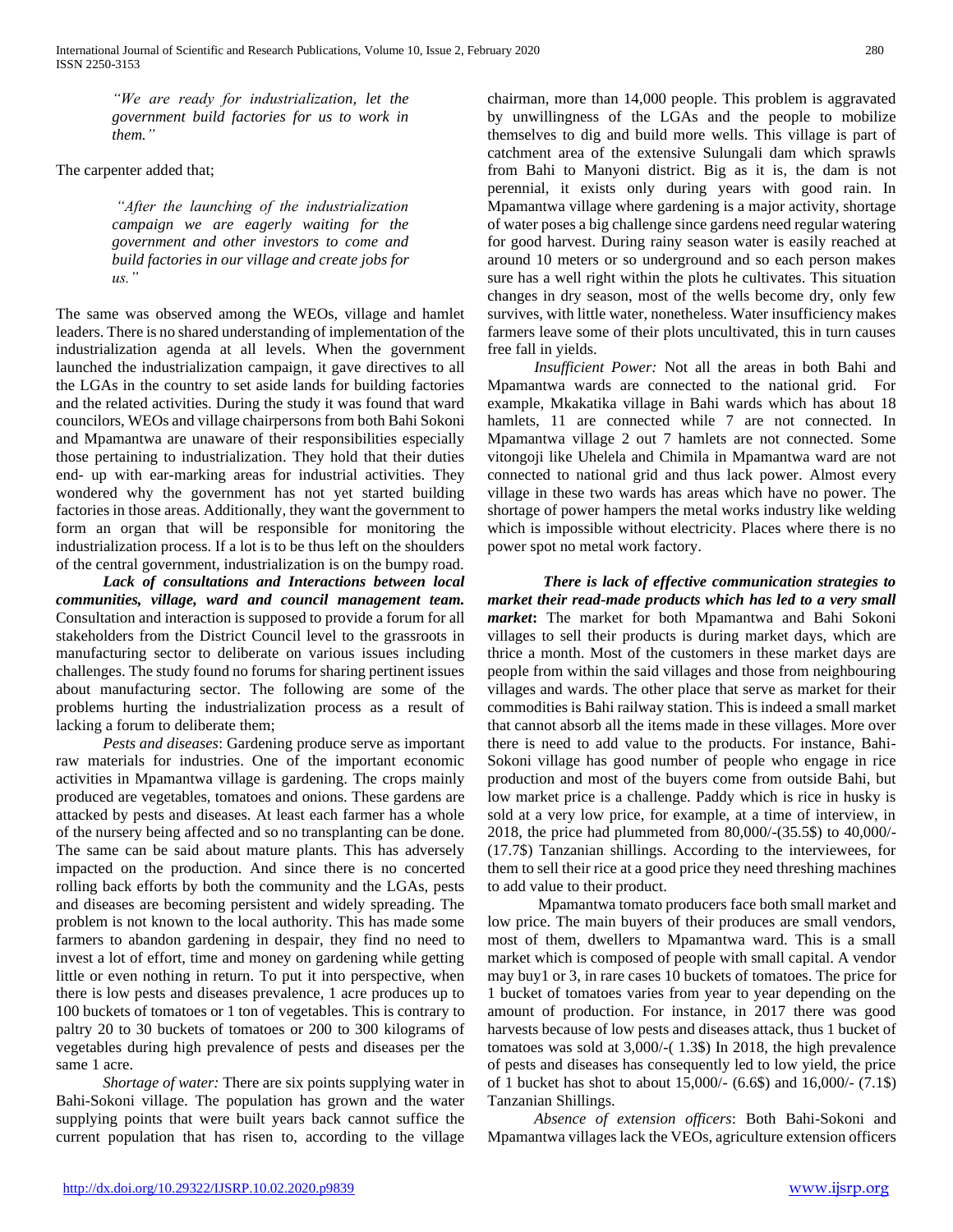> *"We are ready for industrialization, let the government build factories for us to work in them."*

The carpenter added that;

> *"After the launching of the industrialization campaign we are eagerly waiting for the government and other investors to come and build factories in our village and create jobs for us."*

The same was observed among the WEOs, village and hamlet leaders. There is no shared understanding of implementation of the industrialization agenda at all levels. When the government launched the industrialization campaign, it gave directives to all the LGAs in the country to set aside lands for building factories and the related activities. During the study it was found that ward councilors, WEOs and village chairpersons from both Bahi Sokoni and Mpamantwa are unaware of their responsibilities especially those pertaining to industrialization. They hold that their duties end- up with ear-marking areas for industrial activities. They wondered why the government has not yet started building factories in those areas. Additionally, they want the government to form an organ that will be responsible for monitoring the industrialization process. If a lot is to be thus left on the shoulders of the central government, industrialization is on the bumpy road.

***Lack of consultations and Interactions between local communities, village, ward and council management team.*** Consultation and interaction is supposed to provide a forum for all stakeholders from the District Council level to the grassroots in manufacturing sector to deliberate on various issues including challenges. The study found no forums for sharing pertinent issues about manufacturing sector. The following are some of the problems hurting the industrialization process as a result of lacking a forum to deliberate them;

*Pests and diseases*: Gardening produce serve as important raw materials for industries. One of the important economic activities in Mpamantwa village is gardening. The crops mainly produced are vegetables, tomatoes and onions. These gardens are attacked by pests and diseases. At least each farmer has a whole of the nursery being affected and so no transplanting can be done. The same can be said about mature plants. This has adversely impacted on the production. And since there is no concerted rolling back efforts by both the community and the LGAs, pests and diseases are becoming persistent and widely spreading. The problem is not known to the local authority. This has made some farmers to abandon gardening in despair, they find no need to invest a lot of effort, time and money on gardening while getting little or even nothing in return. To put it into perspective, when there is low pests and diseases prevalence, 1 acre produces up to 100 buckets of tomatoes or 1 ton of vegetables. This is contrary to paltry 20 to 30 buckets of tomatoes or 200 to 300 kilograms of vegetables during high prevalence of pests and diseases per the same 1 acre.

*Shortage of water:* There are six points supplying water in Bahi-Sokoni village. The population has grown and the water supplying points that were built years back cannot suffice the current population that has risen to, according to the village chairman, more than 14,000 people. This problem is aggravated by unwillingness of the LGAs and the people to mobilize themselves to dig and build more wells. This village is part of catchment area of the extensive Sulungali dam which sprawls from Bahi to Manyoni district. Big as it is, the dam is not perennial, it exists only during years with good rain. In Mpamantwa village where gardening is a major activity, shortage of water poses a big challenge since gardens need regular watering for good harvest. During rainy season water is easily reached at around 10 meters or so underground and so each person makes sure has a well right within the plots he cultivates. This situation changes in dry season, most of the wells become dry, only few survives, with little water, nonetheless. Water insufficiency makes farmers leave some of their plots uncultivated, this in turn causes free fall in yields.

*Insufficient Power:* Not all the areas in both Bahi and Mpamantwa wards are connected to the national grid. For example, Mkakatika village in Bahi wards which has about 18 hamlets, 11 are connected while 7 are not connected. In Mpamantwa village 2 out 7 hamlets are not connected. Some vitongoji like Uhelela and Chimila in Mpamantwa ward are not connected to national grid and thus lack power. Almost every village in these two wards has areas which have no power. The shortage of power hampers the metal works industry like welding which is impossible without electricity. Places where there is no power spot no metal work factory.

***There is lack of effective communication strategies to market their read-made products which has led to a very small market*:** The market for both Mpamantwa and Bahi Sokoni villages to sell their products is during market days, which are thrice a month. Most of the customers in these market days are people from within the said villages and those from neighbouring villages and wards. The other place that serve as market for their commodities is Bahi railway station. This is indeed a small market that cannot absorb all the items made in these villages. More over there is need to add value to the products. For instance, Bahi-Sokoni village has good number of people who engage in rice production and most of the buyers come from outside Bahi, but low market price is a challenge. Paddy which is rice in husky is sold at a very low price, for example, at a time of interview, in 2018, the price had plummeted from 80,000/-(35.5$) to 40,000/-(17.7$) Tanzanian shillings. According to the interviewees, for them to sell their rice at a good price they need threshing machines to add value to their product.

Mpamantwa tomato producers face both small market and low price. The main buyers of their produces are small vendors, most of them, dwellers to Mpamantwa ward. This is a small market which is composed of people with small capital. A vendor may buy1 or 3, in rare cases 10 buckets of tomatoes. The price for 1 bucket of tomatoes varies from year to year depending on the amount of production. For instance, in 2017 there was good harvests because of low pests and diseases attack, thus 1 bucket of tomatoes was sold at 3,000/-( 1.3$) In 2018, the high prevalence of pests and diseases has consequently led to low yield, the price of 1 bucket has shot to about 15,000/- (6.6$) and 16,000/- (7.1$) Tanzanian Shillings.

*Absence of extension officers*: Both Bahi-Sokoni and Mpamantwa villages lack the VEOs, agriculture extension officers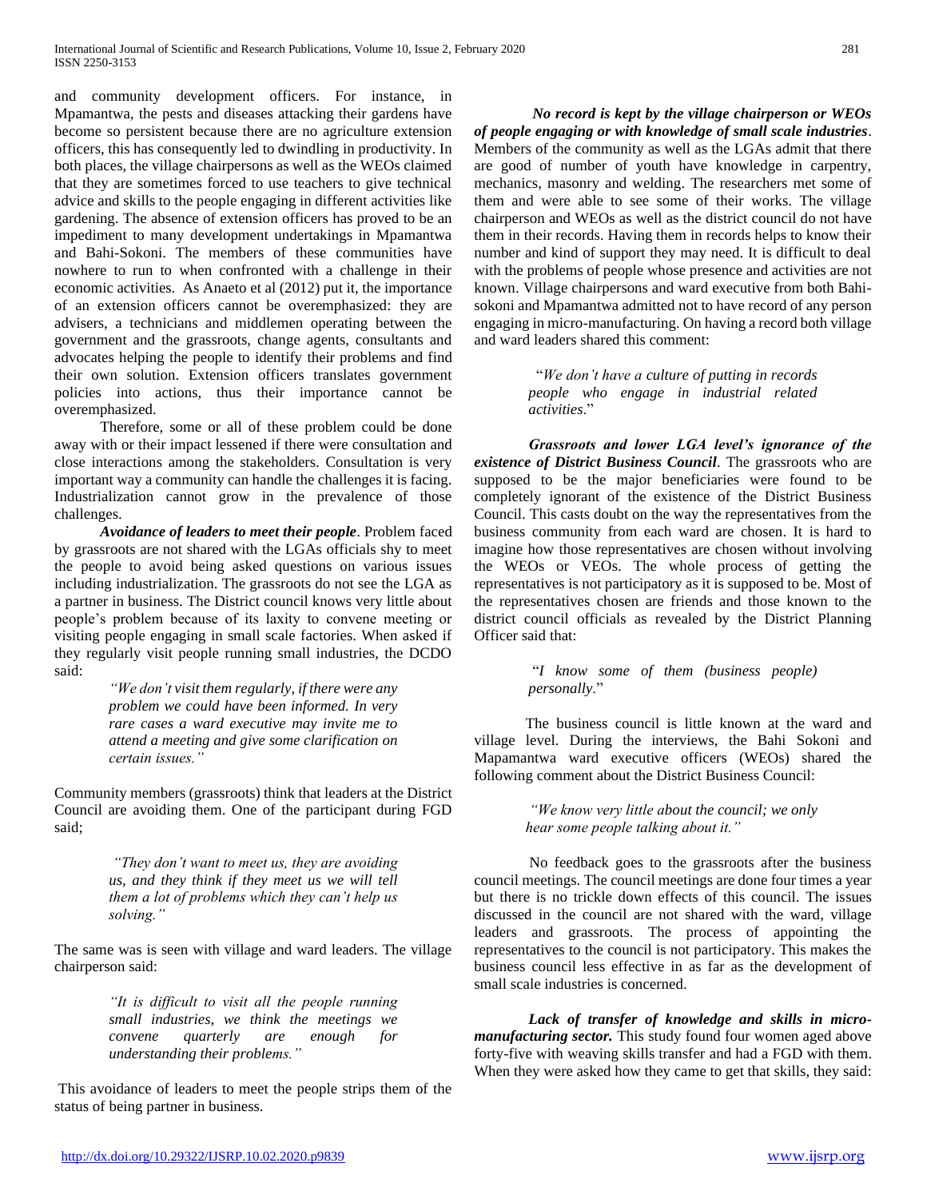and community development officers. For instance, in Mpamantwa, the pests and diseases attacking their gardens have become so persistent because there are no agriculture extension officers, this has consequently led to dwindling in productivity. In both places, the village chairpersons as well as the WEOs claimed that they are sometimes forced to use teachers to give technical advice and skills to the people engaging in different activities like gardening. The absence of extension officers has proved to be an impediment to many development undertakings in Mpamantwa and Bahi-Sokoni. The members of these communities have nowhere to run to when confronted with a challenge in their economic activities. As Anaeto et al (2012) put it, the importance of an extension officers cannot be overemphasized: they are advisers, a technicians and middlemen operating between the government and the grassroots, change agents, consultants and advocates helping the people to identify their problems and find their own solution. Extension officers translates government policies into actions, thus their importance cannot be overemphasized.

Therefore, some or all of these problem could be done away with or their impact lessened if there were consultation and close interactions among the stakeholders. Consultation is very important way a community can handle the challenges it is facing. Industrialization cannot grow in the prevalence of those challenges.

***Avoidance of leaders to meet their people***. Problem faced by grassroots are not shared with the LGAs officials shy to meet the people to avoid being asked questions on various issues including industrialization. The grassroots do not see the LGA as a partner in business. The District council knows very little about people's problem because of its laxity to convene meeting or visiting people engaging in small scale factories. When asked if they regularly visit people running small industries, the DCDO said:

> *"We don't visit them regularly, if there were any problem we could have been informed. In very rare cases a ward executive may invite me to attend a meeting and give some clarification on certain issues."*

Community members (grassroots) think that leaders at the District Council are avoiding them. One of the participant during FGD said;

> *"They don't want to meet us, they are avoiding us, and they think if they meet us we will tell them a lot of problems which they can't help us solving."*

The same was is seen with village and ward leaders. The village chairperson said:

> *"It is difficult to visit all the people running small industries, we think the meetings we convene quarterly are enough for understanding their problems."*

This avoidance of leaders to meet the people strips them of the status of being partner in business.

***No record is kept by the village chairperson or WEOs of people engaging or with knowledge of small scale industries***. Members of the community as well as the LGAs admit that there are good of number of youth have knowledge in carpentry, mechanics, masonry and welding. The researchers met some of them and were able to see some of their works. The village chairperson and WEOs as well as the district council do not have them in their records. Having them in records helps to know their number and kind of support they may need. It is difficult to deal with the problems of people whose presence and activities are not known. Village chairpersons and ward executive from both Bahi-sokoni and Mpamantwa admitted not to have record of any person engaging in micro-manufacturing. On having a record both village and ward leaders shared this comment:

> "*We don't have a culture of putting in records people who engage in industrial related activities*."

***Grassroots and lower LGA level's ignorance of the existence of District Business Council***. The grassroots who are supposed to be the major beneficiaries were found to be completely ignorant of the existence of the District Business Council. This casts doubt on the way the representatives from the business community from each ward are chosen. It is hard to imagine how those representatives are chosen without involving the WEOs or VEOs. The whole process of getting the representatives is not participatory as it is supposed to be. Most of the representatives chosen are friends and those known to the district council officials as revealed by the District Planning Officer said that:

> "*I know some of them (business people) personally*."

The business council is little known at the ward and village level. During the interviews, the Bahi Sokoni and Mapamantwa ward executive officers (WEOs) shared the following comment about the District Business Council:

> *"We know very little about the council; we only hear some people talking about it."*

No feedback goes to the grassroots after the business council meetings. The council meetings are done four times a year but there is no trickle down effects of this council. The issues discussed in the council are not shared with the ward, village leaders and grassroots. The process of appointing the representatives to the council is not participatory. This makes the business council less effective in as far as the development of small scale industries is concerned.

***Lack of transfer of knowledge and skills in micro-manufacturing sector.*** This study found four women aged above forty-five with weaving skills transfer and had a FGD with them. When they were asked how they came to get that skills, they said: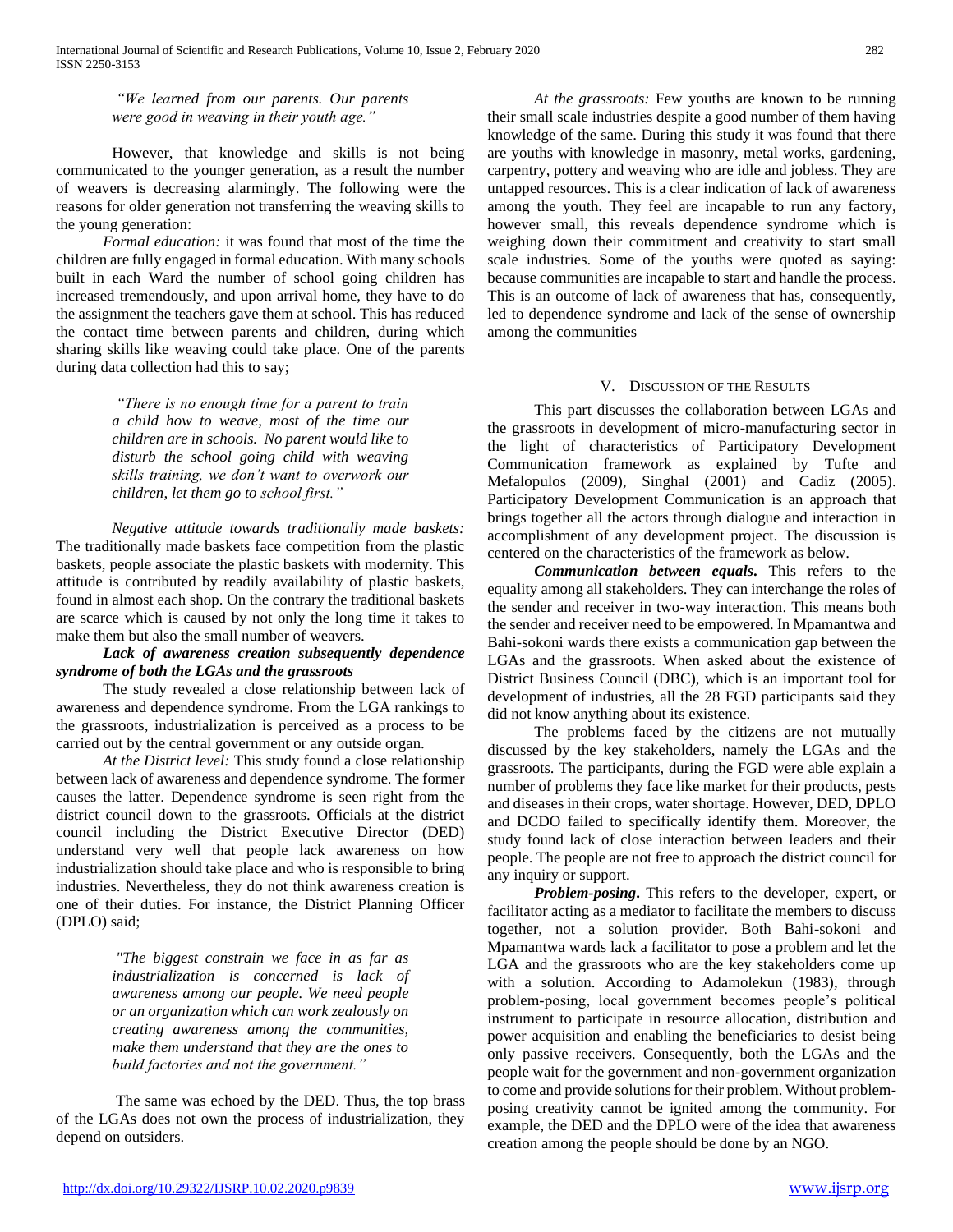*"We learned from our parents. Our parents were good in weaving in their youth age."*

However, that knowledge and skills is not being communicated to the younger generation, as a result the number of weavers is decreasing alarmingly. The following were the reasons for older generation not transferring the weaving skills to the young generation:

*Formal education:* it was found that most of the time the children are fully engaged in formal education. With many schools built in each Ward the number of school going children has increased tremendously, and upon arrival home, they have to do the assignment the teachers gave them at school. This has reduced the contact time between parents and children, during which sharing skills like weaving could take place. One of the parents during data collection had this to say;

*"There is no enough time for a parent to train a child how to weave, most of the time our children are in schools. No parent would like to disturb the school going child with weaving skills training, we don't want to overwork our children, let them go to school first."*

*Negative attitude towards traditionally made baskets:* The traditionally made baskets face competition from the plastic baskets, people associate the plastic baskets with modernity. This attitude is contributed by readily availability of plastic baskets, found in almost each shop. On the contrary the traditional baskets are scarce which is caused by not only the long time it takes to make them but also the small number of weavers.

***Lack of awareness creation subsequently dependence syndrome of both the LGAs and the grassroots***

The study revealed a close relationship between lack of awareness and dependence syndrome. From the LGA rankings to the grassroots, industrialization is perceived as a process to be carried out by the central government or any outside organ.

*At the District level:* This study found a close relationship between lack of awareness and dependence syndrome. The former causes the latter. Dependence syndrome is seen right from the district council down to the grassroots. Officials at the district council including the District Executive Director (DED) understand very well that people lack awareness on how industrialization should take place and who is responsible to bring industries. Nevertheless, they do not think awareness creation is one of their duties. For instance, the District Planning Officer (DPLO) said;

*"The biggest constrain we face in as far as industrialization is concerned is lack of awareness among our people. We need people or an organization which can work zealously on creating awareness among the communities, make them understand that they are the ones to build factories and not the government."*

The same was echoed by the DED. Thus, the top brass of the LGAs does not own the process of industrialization, they depend on outsiders.

*At the grassroots:* Few youths are known to be running their small scale industries despite a good number of them having knowledge of the same. During this study it was found that there are youths with knowledge in masonry, metal works, gardening, carpentry, pottery and weaving who are idle and jobless. They are untapped resources. This is a clear indication of lack of awareness among the youth. They feel are incapable to run any factory, however small, this reveals dependence syndrome which is weighing down their commitment and creativity to start small scale industries. Some of the youths were quoted as saying: because communities are incapable to start and handle the process. This is an outcome of lack of awareness that has, consequently, led to dependence syndrome and lack of the sense of ownership among the communities

## V. Discussion of the Results

This part discusses the collaboration between LGAs and the grassroots in development of micro-manufacturing sector in the light of characteristics of Participatory Development Communication framework as explained by Tufte and Mefalopulos (2009), Singhal (2001) and Cadiz (2005). Participatory Development Communication is an approach that brings together all the actors through dialogue and interaction in accomplishment of any development project. The discussion is centered on the characteristics of the framework as below.

***Communication between equals***. This refers to the equality among all stakeholders. They can interchange the roles of the sender and receiver in two-way interaction. This means both the sender and receiver need to be empowered. In Mpamantwa and Bahi-sokoni wards there exists a communication gap between the LGAs and the grassroots. When asked about the existence of District Business Council (DBC), which is an important tool for development of industries, all the 28 FGD participants said they did not know anything about its existence.

The problems faced by the citizens are not mutually discussed by the key stakeholders, namely the LGAs and the grassroots. The participants, during the FGD were able explain a number of problems they face like market for their products, pests and diseases in their crops, water shortage. However, DED, DPLO and DCDO failed to specifically identify them. Moreover, the study found lack of close interaction between leaders and their people. The people are not free to approach the district council for any inquiry or support.

***Problem-posing***. This refers to the developer, expert, or facilitator acting as a mediator to facilitate the members to discuss together, not a solution provider. Both Bahi-sokoni and Mpamantwa wards lack a facilitator to pose a problem and let the LGA and the grassroots who are the key stakeholders come up with a solution. According to Adamolekun (1983), through problem-posing, local government becomes people's political instrument to participate in resource allocation, distribution and power acquisition and enabling the beneficiaries to desist being only passive receivers. Consequently, both the LGAs and the people wait for the government and non-government organization to come and provide solutions for their problem. Without problem-posing creativity cannot be ignited among the community. For example, the DED and the DPLO were of the idea that awareness creation among the people should be done by an NGO.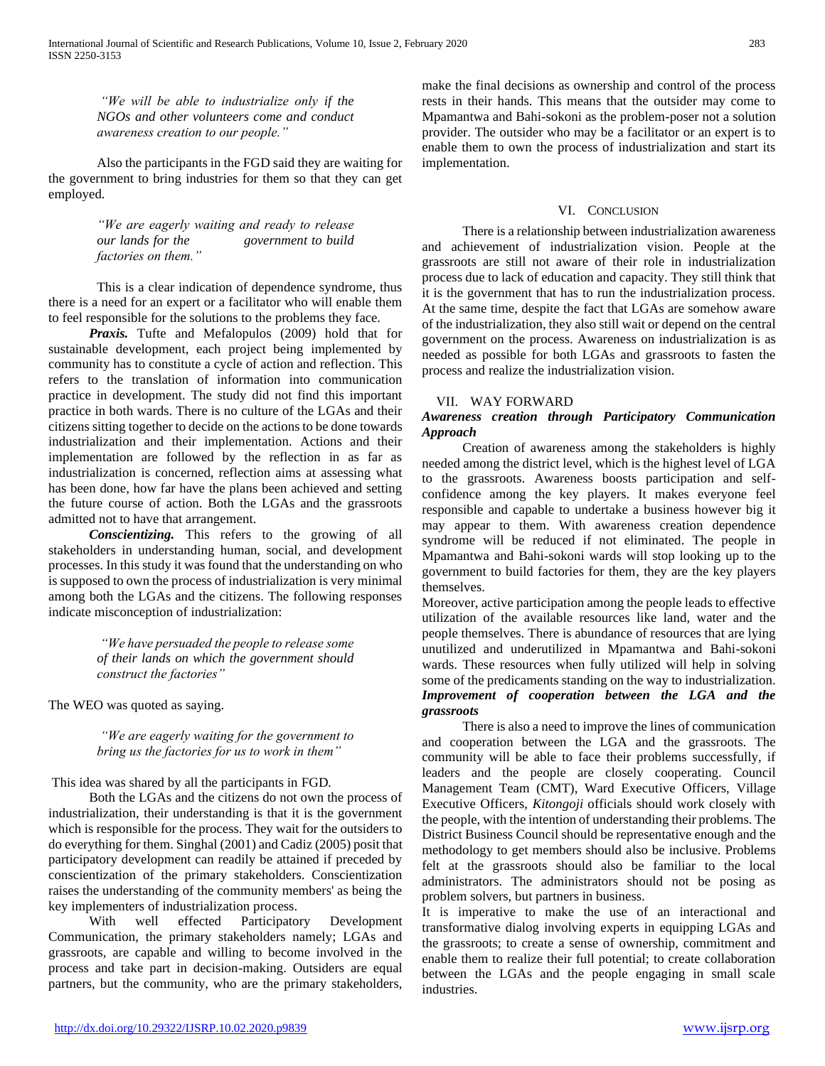> "We will be able to industrialize only if the NGOs and other volunteers come and conduct awareness creation to our people."

Also the participants in the FGD said they are waiting for the government to bring industries for them so that they can get employed.

> "We are eagerly waiting and ready to release our lands for the government to build factories on them."

This is a clear indication of dependence syndrome, thus there is a need for an expert or a facilitator who will enable them to feel responsible for the solutions to the problems they face.

***Praxis.*** Tufte and Mefalopulos (2009) hold that for sustainable development, each project being implemented by community has to constitute a cycle of action and reflection. This refers to the translation of information into communication practice in development. The study did not find this important practice in both wards. There is no culture of the LGAs and their citizens sitting together to decide on the actions to be done towards industrialization and their implementation. Actions and their implementation are followed by the reflection in as far as industrialization is concerned, reflection aims at assessing what has been done, how far have the plans been achieved and setting the future course of action. Both the LGAs and the grassroots admitted not to have that arrangement.

***Consciensitizing.*** This refers to the growing of all stakeholders in understanding human, social, and development processes. In this study it was found that the understanding on who is supposed to own the process of industrialization is very minimal among both the LGAs and the citizens. The following responses indicate misconception of industrialization:

> "We have persuaded the people to release some of their lands on which the government should construct the factories"

The WEO was quoted as saying.

> "We are eagerly waiting for the government to bring us the factories for us to work in them"

This idea was shared by all the participants in FGD.

Both the LGAs and the citizens do not own the process of industrialization, their understanding is that it is the government which is responsible for the process. They wait for the outsiders to do everything for them. Singhal (2001) and Cadiz (2005) posit that participatory development can readily be attained if preceded by conscientization of the primary stakeholders. Conscientization raises the understanding of the community members' as being the key implementers of industrialization process.

With well effected Participatory Development Communication, the primary stakeholders namely; LGAs and grassroots, are capable and willing to become involved in the process and take part in decision-making. Outsiders are equal partners, but the community, who are the primary stakeholders, make the final decisions as ownership and control of the process rests in their hands. This means that the outsider may come to Mpamantwa and Bahi-sokoni as the problem-poser not a solution provider. The outsider who may be a facilitator or an expert is to enable them to own the process of industrialization and start its implementation.

## VI. Conclusion

There is a relationship between industrialization awareness and achievement of industrialization vision. People at the grassroots are still not aware of their role in industrialization process due to lack of education and capacity. They still think that it is the government that has to run the industrialization process. At the same time, despite the fact that LGAs are somehow aware of the industrialization, they also still wait or depend on the central government on the process. Awareness on industrialization is as needed as possible for both LGAs and grassroots to fasten the process and realize the industrialization vision.

## VII. Way Forward

### *Awareness creation through Participatory Communication Approach*

Creation of awareness among the stakeholders is highly needed among the district level, which is the highest level of LGA to the grassroots. Awareness boosts participation and self-confidence among the key players. It makes everyone feel responsible and capable to undertake a business however big it may appear to them. With awareness creation dependence syndrome will be reduced if not eliminated. The people in Mpamantwa and Bahi-sokoni wards will stop looking up to the government to build factories for them, they are the key players themselves.

Moreover, active participation among the people leads to effective utilization of the available resources like land, water and the people themselves. There is abundance of resources that are lying unutilized and underutilized in Mpamantwa and Bahi-sokoni wards. These resources when fully utilized will help in solving some of the predicaments standing on the way to industrialization.

### *Improvement of cooperation between the LGA and the grassroots*

There is also a need to improve the lines of communication and cooperation between the LGA and the grassroots. The community will be able to face their problems successfully, if leaders and the people are closely cooperating. Council Management Team (CMT), Ward Executive Officers, Village Executive Officers, *Kitongoji* officials should work closely with the people, with the intention of understanding their problems. The District Business Council should be representative enough and the methodology to get members should also be inclusive. Problems felt at the grassroots should also be familiar to the local administrators. The administrators should not be posing as problem solvers, but partners in business.

It is imperative to make the use of an interactional and transformative dialog involving experts in equipping LGAs and the grassroots; to create a sense of ownership, commitment and enable them to realize their full potential; to create collaboration between the LGAs and the people engaging in small scale industries.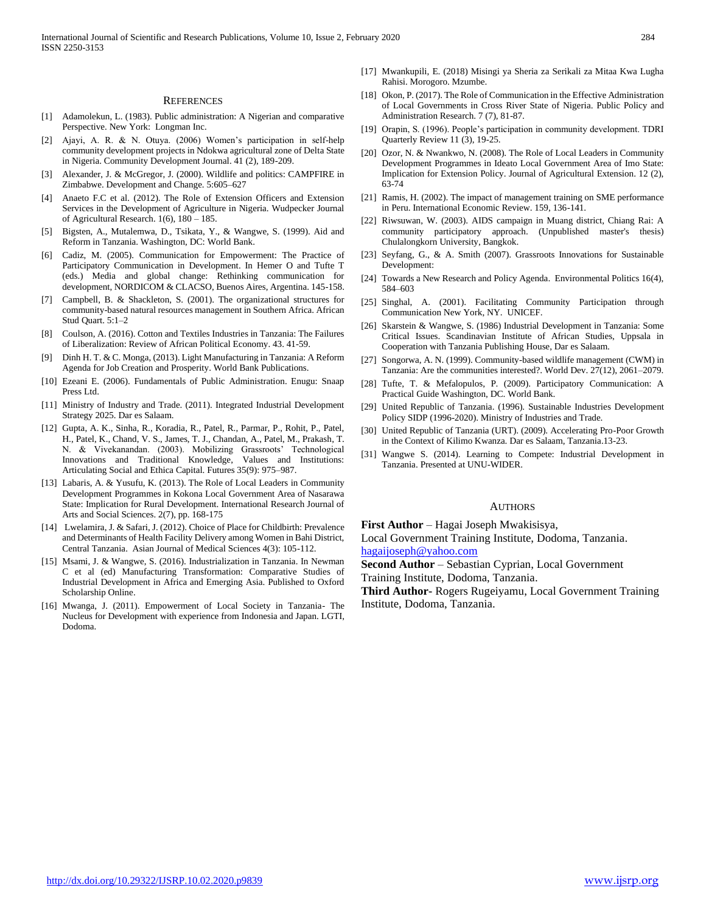## REFERENCES

[1] Adamolekun, L. (1983). Public administration: A Nigerian and comparative Perspective. New York: Longman Inc.

[2] Ajayi, A. R. & N. Otuya. (2006) Women's participation in self-help community development projects in Ndokwa agricultural zone of Delta State in Nigeria. Community Development Journal. 41 (2), 189-209.

[3] Alexander, J. & McGregor, J. (2000). Wildlife and politics: CAMPFIRE in Zimbabwe. Development and Change. 5:605–627

[4] Anaeto F.C et al. (2012). The Role of Extension Officers and Extension Services in the Development of Agriculture in Nigeria. Wudpecker Journal of Agricultural Research. 1(6), 180 – 185.

[5] Bigsten, A., Mutalemwa, D., Tsikata, Y., & Wangwe, S. (1999). Aid and Reform in Tanzania. Washington, DC: World Bank.

[6] Cadiz, M. (2005). Communication for Empowerment: The Practice of Participatory Communication in Development. In Hemer O and Tufte T (eds.) Media and global change: Rethinking communication for development, NORDICOM & CLACSO, Buenos Aires, Argentina. 145-158.

[7] Campbell, B. & Shackleton, S. (2001). The organizational structures for community-based natural resources management in Southern Africa. African Stud Quart. 5:1–2

[8] Coulson, A. (2016). Cotton and Textiles Industries in Tanzania: The Failures of Liberalization: Review of African Political Economy. 43. 41-59.

[9] Dinh H. T. & C. Monga, (2013). Light Manufacturing in Tanzania: A Reform Agenda for Job Creation and Prosperity. World Bank Publications.

[10] Ezeani E. (2006). Fundamentals of Public Administration. Enugu: Snaap Press Ltd.

[11] Ministry of Industry and Trade. (2011). Integrated Industrial Development Strategy 2025. Dar es Salaam.

[12] Gupta, A. K., Sinha, R., Koradia, R., Patel, R., Parmar, P., Rohit, P., Patel, H., Patel, K., Chand, V. S., James, T. J., Chandan, A., Patel, M., Prakash, T. N. & Vivekanandan. (2003). Mobilizing Grassroots' Technological Innovations and Traditional Knowledge, Values and Institutions: Articulating Social and Ethica Capital. Futures 35(9): 975–987.

[13] Labaris, A. & Yusufu, K. (2013). The Role of Local Leaders in Community Development Programmes in Kokona Local Government Area of Nasarawa State: Implication for Rural Development. International Research Journal of Arts and Social Sciences. 2(7), pp. 168-175

[14] Lwelamira, J. & Safari, J. (2012). Choice of Place for Childbirth: Prevalence and Determinants of Health Facility Delivery among Women in Bahi District, Central Tanzania. Asian Journal of Medical Sciences 4(3): 105-112.

[15] Msami, J. & Wangwe, S. (2016). Industrialization in Tanzania. In Newman C et al (ed) Manufacturing Transformation: Comparative Studies of Industrial Development in Africa and Emerging Asia. Published to Oxford Scholarship Online.

[16] Mwanga, J. (2011). Empowerment of Local Society in Tanzania- The Nucleus for Development with experience from Indonesia and Japan. LGTI, Dodoma.

[17] Mwankupili, E. (2018) Misingi ya Sheria za Serikali za Mitaa Kwa Lugha Rahisi. Morogoro. Mzumbe.

[18] Okon, P. (2017). The Role of Communication in the Effective Administration of Local Governments in Cross River State of Nigeria. Public Policy and Administration Research. 7 (7), 81-87.

[19] Orapin, S. (1996). People's participation in community development. TDRI Quarterly Review 11 (3), 19-25.

[20] Ozor, N. & Nwankwo, N. (2008). The Role of Local Leaders in Community Development Programmes in Ideato Local Government Area of Imo State: Implication for Extension Policy. Journal of Agricultural Extension. 12 (2), 63-74

[21] Ramis, H. (2002). The impact of management training on SME performance in Peru. International Economic Review. 159, 136-141.

[22] Riwsuwan, W. (2003). AIDS campaign in Muang district, Chiang Rai: A community participatory approach. (Unpublished master's thesis) Chulalongkorn University, Bangkok.

[23] Seyfang, G., & A. Smith (2007). Grassroots Innovations for Sustainable Development:

[24] Towards a New Research and Policy Agenda. Environmental Politics 16(4), 584–603

[25] Singhal, A. (2001). Facilitating Community Participation through Communication New York, NY. UNICEF.

[26] Skarstein & Wangwe, S. (1986) Industrial Development in Tanzania: Some Critical Issues. Scandinavian Institute of African Studies, Uppsala in Cooperation with Tanzania Publishing House, Dar es Salaam.

[27] Songorwa, A. N. (1999). Community-based wildlife management (CWM) in Tanzania: Are the communities interested?. World Dev. 27(12), 2061–2079.

[28] Tufte, T. & Mefalopulos, P. (2009). Participatory Communication: A Practical Guide Washington, DC. World Bank.

[29] United Republic of Tanzania. (1996). Sustainable Industries Development Policy SIDP (1996-2020). Ministry of Industries and Trade.

[30] United Republic of Tanzania (URT). (2009). Accelerating Pro-Poor Growth in the Context of Kilimo Kwanza. Dar es Salaam, Tanzania.13-23.

[31] Wangwe S. (2014). Learning to Compete: Industrial Development in Tanzania. Presented at UNU-WIDER.

## AUTHORS

**First Author** – Hagai Joseph Mwakisisya, Local Government Training Institute, Dodoma, Tanzania. hagaijoseph@yahoo.com

**Second Author** – Sebastian Cyprian, Local Government Training Institute, Dodoma, Tanzania.

**Third Author**- Rogers Rugeiyamu, Local Government Training Institute, Dodoma, Tanzania.